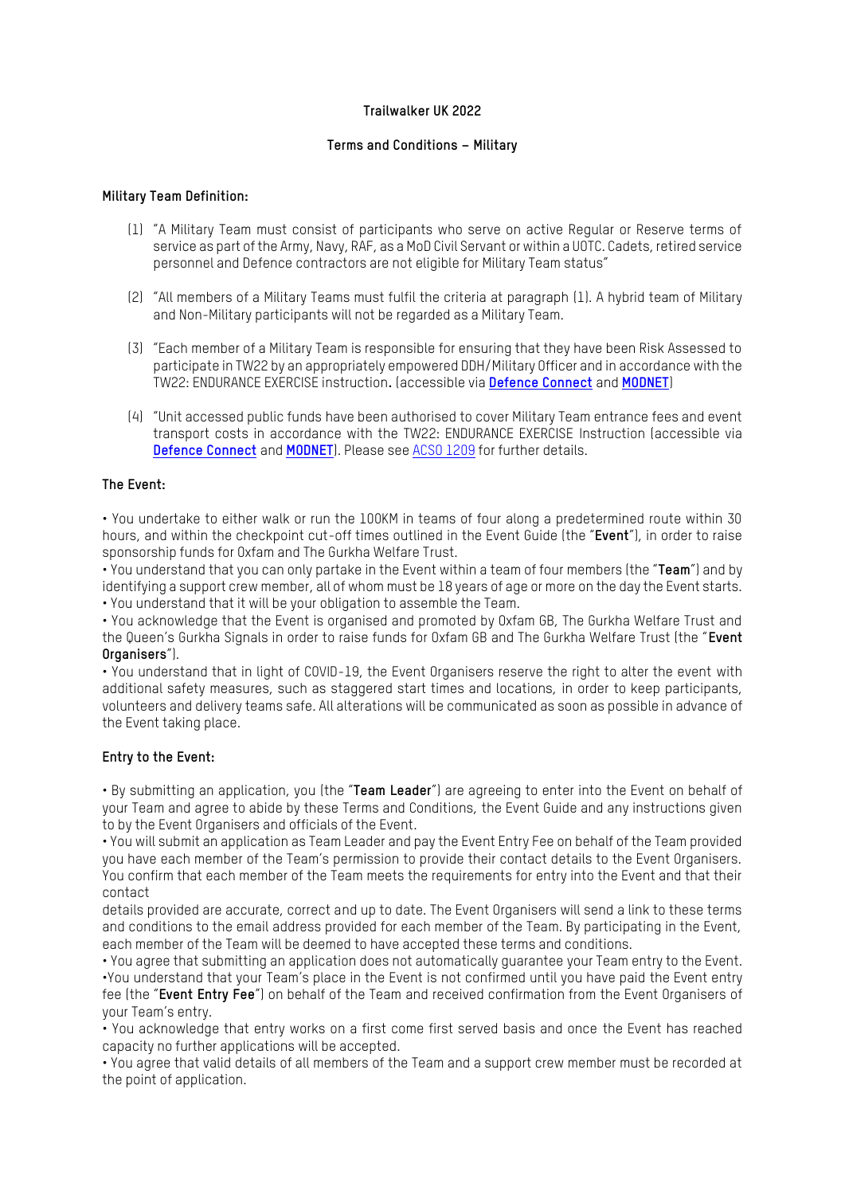**Trailwalker UK 2022**

**Terms and Conditions – Military**

**Military Team Definition:**

(1) "A Military Team must consist of participants who serve on active Regular or Reserve terms of service as part of the Army, Navy, RAF, as a MoD Civil Servant or within a UOTC. Cadets, retired service personnel and Defence contractors are not eligible for Military Team status"

(2) "All members of a Military Teams must fulfil the criteria at paragraph (1). A hybrid team of Military and Non-Military participants will not be regarded as a Military Team.

(3) "Each member of a Military Team is responsible for ensuring that they have been Risk Assessed to participate in TW22 by an appropriately empowered DDH/Military Officer and in accordance with the TW22: ENDURANCE EXERCISE instruction**.** (accessible via **Defence Connect** and **MODNET**)

(4) "Unit accessed public funds have been authorised to cover Military Team entrance fees and event transport costs in accordance with the TW22: ENDURANCE EXERCISE Instruction (accessible via **Defence Connect** and **MODNET**). Please see ACSO 1209 for further details.

**The Event:**

• You undertake to either walk or run the 100KM in teams of four along a predetermined route within 30 hours, and within the checkpoint cut-off times outlined in the Event Guide (the "**Event**"), in order to raise sponsorship funds for Oxfam and The Gurkha Welfare Trust.

• You understand that you can only partake in the Event within a team of four members (the "**Team**") and by identifying a support crew member, all of whom must be 18 years of age or more on the day the Event starts.

• You understand that it will be your obligation to assemble the Team.

• You acknowledge that the Event is organised and promoted by Oxfam GB, The Gurkha Welfare Trust and the Queen's Gurkha Signals in order to raise funds for Oxfam GB and The Gurkha Welfare Trust (the "**Event Organisers**").

• You understand that in light of COVID-19, the Event Organisers reserve the right to alter the event with additional safety measures, such as staggered start times and locations, in order to keep participants, volunteers and delivery teams safe. All alterations will be communicated as soon as possible in advance of the Event taking place.

**Entry to the Event:**

• By submitting an application, you (the "**Team Leader**") are agreeing to enter into the Event on behalf of your Team and agree to abide by these Terms and Conditions, the Event Guide and any instructions given to by the Event Organisers and officials of the Event.

• You will submit an application as Team Leader and pay the Event Entry Fee on behalf of the Team provided you have each member of the Team's permission to provide their contact details to the Event Organisers. You confirm that each member of the Team meets the requirements for entry into the Event and that their contact details provided are accurate, correct and up to date. The Event Organisers will send a link to these terms and conditions to the email address provided for each member of the Team. By participating in the Event, each member of the Team will be deemed to have accepted these terms and conditions.

• You agree that submitting an application does not automatically guarantee your Team entry to the Event.

•You understand that your Team's place in the Event is not confirmed until you have paid the Event entry fee (the "**Event Entry Fee**") on behalf of the Team and received confirmation from the Event Organisers of your Team's entry.

• You acknowledge that entry works on a first come first served basis and once the Event has reached capacity no further applications will be accepted.

• You agree that valid details of all members of the Team and a support crew member must be recorded at the point of application.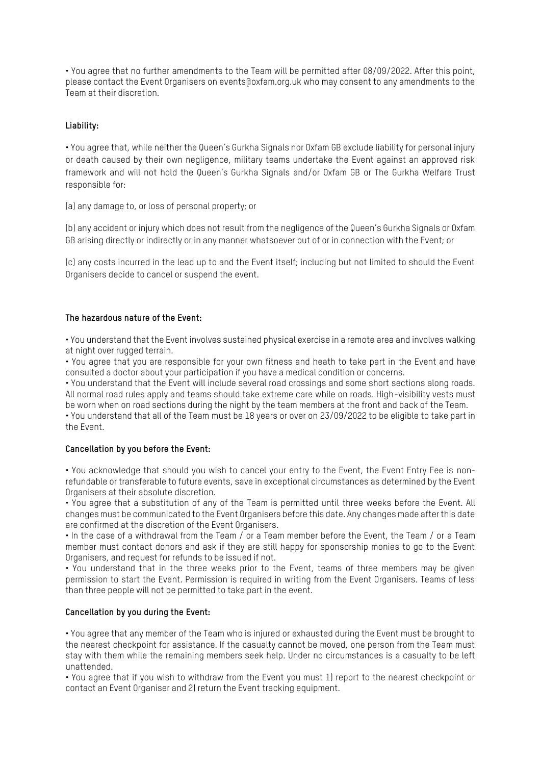- You agree that no further amendments to the Team will be permitted after 08/09/2022. After this point, please contact the Event Organisers on events@oxfam.org.uk who may consent to any amendments to the Team at their discretion.

**Liability:**

- You agree that, while neither the Queen's Gurkha Signals nor Oxfam GB exclude liability for personal injury or death caused by their own negligence, military teams undertake the Event against an approved risk framework and will not hold the Queen's Gurkha Signals and/or Oxfam GB or The Gurkha Welfare Trust responsible for:

(a) any damage to, or loss of personal property; or

(b) any accident or injury which does not result from the negligence of the Queen's Gurkha Signals or Oxfam GB arising directly or indirectly or in any manner whatsoever out of or in connection with the Event; or

(c) any costs incurred in the lead up to and the Event itself; including but not limited to should the Event Organisers decide to cancel or suspend the event.

**The hazardous nature of the Event:**

- You understand that the Event involves sustained physical exercise in a remote area and involves walking at night over rugged terrain.
- You agree that you are responsible for your own fitness and heath to take part in the Event and have consulted a doctor about your participation if you have a medical condition or concerns.
- You understand that the Event will include several road crossings and some short sections along roads. All normal road rules apply and teams should take extreme care while on roads. High-visibility vests must be worn when on road sections during the night by the team members at the front and back of the Team.
- You understand that all of the Team must be 18 years or over on 23/09/2022 to be eligible to take part in the Event.

**Cancellation by you before the Event:**

- You acknowledge that should you wish to cancel your entry to the Event, the Event Entry Fee is non-refundable or transferable to future events, save in exceptional circumstances as determined by the Event Organisers at their absolute discretion.
- You agree that a substitution of any of the Team is permitted until three weeks before the Event. All changes must be communicated to the Event Organisers before this date. Any changes made after this date are confirmed at the discretion of the Event Organisers.
- In the case of a withdrawal from the Team / or a Team member before the Event, the Team / or a Team member must contact donors and ask if they are still happy for sponsorship monies to go to the Event Organisers, and request for refunds to be issued if not.
- You understand that in the three weeks prior to the Event, teams of three members may be given permission to start the Event. Permission is required in writing from the Event Organisers. Teams of less than three people will not be permitted to take part in the event.

**Cancellation by you during the Event:**

- You agree that any member of the Team who is injured or exhausted during the Event must be brought to the nearest checkpoint for assistance. If the casualty cannot be moved, one person from the Team must stay with them while the remaining members seek help. Under no circumstances is a casualty to be left unattended.
- You agree that if you wish to withdraw from the Event you must 1) report to the nearest checkpoint or contact an Event Organiser and 2) return the Event tracking equipment.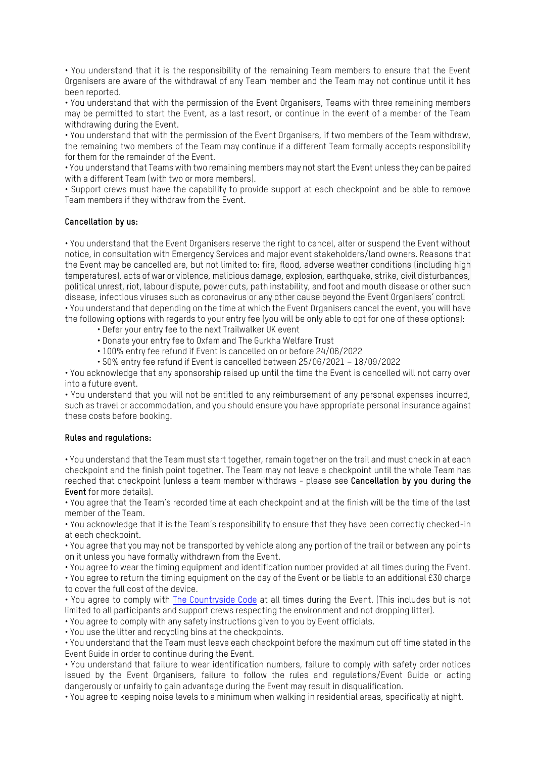• You understand that it is the responsibility of the remaining Team members to ensure that the Event Organisers are aware of the withdrawal of any Team member and the Team may not continue until it has been reported.

• You understand that with the permission of the Event Organisers, Teams with three remaining members may be permitted to start the Event, as a last resort, or continue in the event of a member of the Team withdrawing during the Event.

• You understand that with the permission of the Event Organisers, if two members of the Team withdraw, the remaining two members of the Team may continue if a different Team formally accepts responsibility for them for the remainder of the Event.

• You understand that Teams with two remaining members may not start the Event unless they can be paired with a different Team (with two or more members).

• Support crews must have the capability to provide support at each checkpoint and be able to remove Team members if they withdraw from the Event.

**Cancellation by us:**

• You understand that the Event Organisers reserve the right to cancel, alter or suspend the Event without notice, in consultation with Emergency Services and major event stakeholders/land owners. Reasons that the Event may be cancelled are, but not limited to: fire, flood, adverse weather conditions (including high temperatures), acts of war or violence, malicious damage, explosion, earthquake, strike, civil disturbances, political unrest, riot, labour dispute, power cuts, path instability, and foot and mouth disease or other such disease, infectious viruses such as coronavirus or any other cause beyond the Event Organisers' control.

• You understand that depending on the time at which the Event Organisers cancel the event, you will have the following options with regards to your entry fee (you will be only able to opt for one of these options):

- Defer your entry fee to the next Trailwalker UK event
- Donate your entry fee to Oxfam and The Gurkha Welfare Trust
- 100% entry fee refund if Event is cancelled on or before 24/06/2022
- 50% entry fee refund if Event is cancelled between 25/06/2021 – 18/09/2022

• You acknowledge that any sponsorship raised up until the time the Event is cancelled will not carry over into a future event.

• You understand that you will not be entitled to any reimbursement of any personal expenses incurred, such as travel or accommodation, and you should ensure you have appropriate personal insurance against these costs before booking.

**Rules and regulations:**

• You understand that the Team must start together, remain together on the trail and must check in at each checkpoint and the finish point together. The Team may not leave a checkpoint until the whole Team has reached that checkpoint (unless a team member withdraws - please see **Cancellation by you during the Event** for more details).

• You agree that the Team's recorded time at each checkpoint and at the finish will be the time of the last member of the Team.

• You acknowledge that it is the Team's responsibility to ensure that they have been correctly checked-in at each checkpoint.

• You agree that you may not be transported by vehicle along any portion of the trail or between any points on it unless you have formally withdrawn from the Event.

• You agree to wear the timing equipment and identification number provided at all times during the Event.

• You agree to return the timing equipment on the day of the Event or be liable to an additional £30 charge to cover the full cost of the device.

• You agree to comply with The Countryside Code at all times during the Event. (This includes but is not limited to all participants and support crews respecting the environment and not dropping litter).

• You agree to comply with any safety instructions given to you by Event officials.

• You use the litter and recycling bins at the checkpoints.

• You understand that the Team must leave each checkpoint before the maximum cut off time stated in the Event Guide in order to continue during the Event.

• You understand that failure to wear identification numbers, failure to comply with safety order notices issued by the Event Organisers, failure to follow the rules and regulations/Event Guide or acting dangerously or unfairly to gain advantage during the Event may result in disqualification.

• You agree to keeping noise levels to a minimum when walking in residential areas, specifically at night.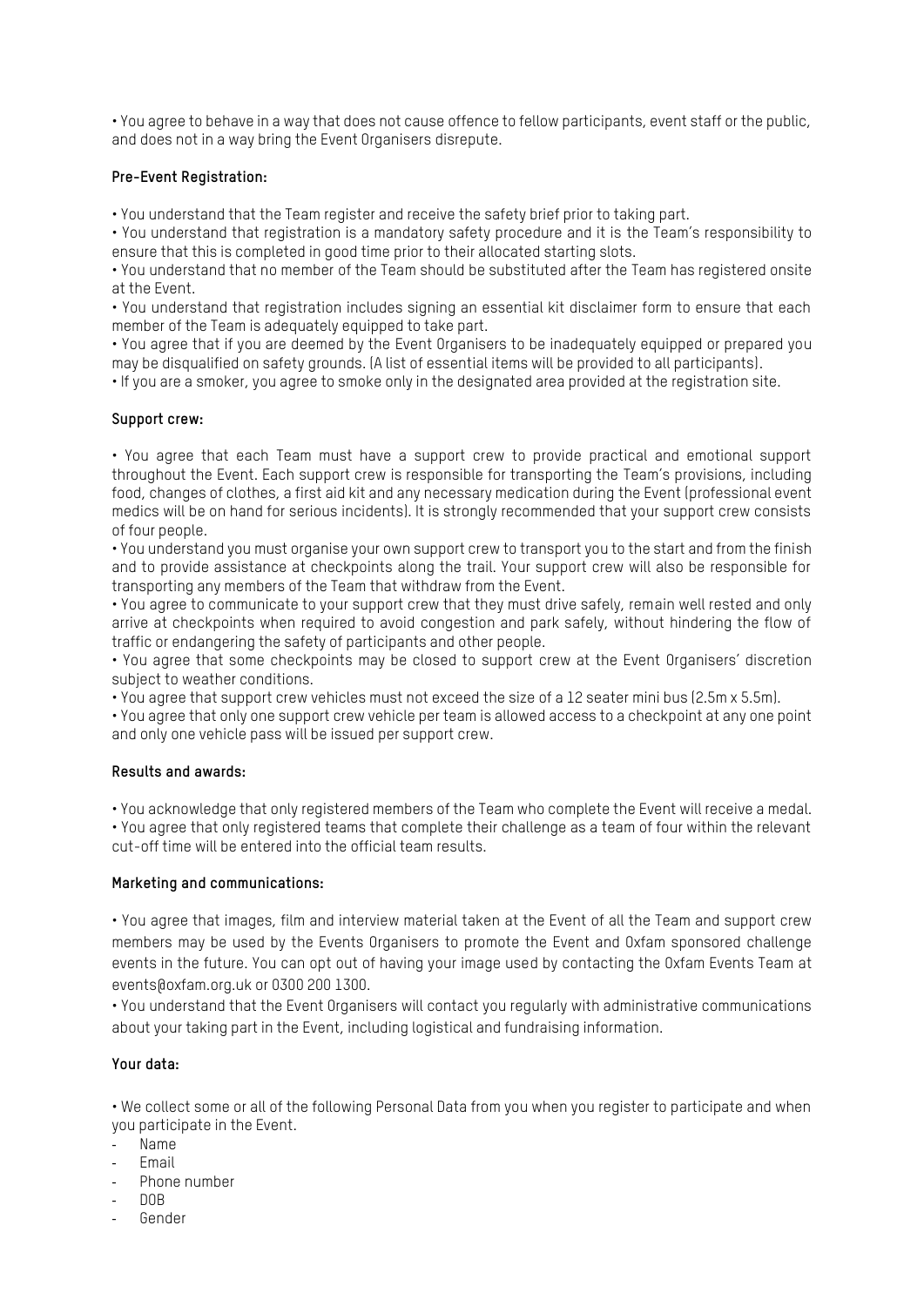• You agree to behave in a way that does not cause offence to fellow participants, event staff or the public, and does not in a way bring the Event Organisers disrepute.

**Pre-Event Registration:**

• You understand that the Team register and receive the safety brief prior to taking part.
• You understand that registration is a mandatory safety procedure and it is the Team's responsibility to ensure that this is completed in good time prior to their allocated starting slots.
• You understand that no member of the Team should be substituted after the Team has registered onsite at the Event.
• You understand that registration includes signing an essential kit disclaimer form to ensure that each member of the Team is adequately equipped to take part.
• You agree that if you are deemed by the Event Organisers to be inadequately equipped or prepared you may be disqualified on safety grounds. (A list of essential items will be provided to all participants).
• If you are a smoker, you agree to smoke only in the designated area provided at the registration site.

**Support crew:**

• You agree that each Team must have a support crew to provide practical and emotional support throughout the Event. Each support crew is responsible for transporting the Team's provisions, including food, changes of clothes, a first aid kit and any necessary medication during the Event (professional event medics will be on hand for serious incidents). It is strongly recommended that your support crew consists of four people.
• You understand you must organise your own support crew to transport you to the start and from the finish and to provide assistance at checkpoints along the trail. Your support crew will also be responsible for transporting any members of the Team that withdraw from the Event.
• You agree to communicate to your support crew that they must drive safely, remain well rested and only arrive at checkpoints when required to avoid congestion and park safely, without hindering the flow of traffic or endangering the safety of participants and other people.
• You agree that some checkpoints may be closed to support crew at the Event Organisers' discretion subject to weather conditions.
• You agree that support crew vehicles must not exceed the size of a 12 seater mini bus (2.5m x 5.5m).
• You agree that only one support crew vehicle per team is allowed access to a checkpoint at any one point and only one vehicle pass will be issued per support crew.

**Results and awards:**

• You acknowledge that only registered members of the Team who complete the Event will receive a medal.
• You agree that only registered teams that complete their challenge as a team of four within the relevant cut-off time will be entered into the official team results.

**Marketing and communications:**

• You agree that images, film and interview material taken at the Event of all the Team and support crew members may be used by the Events Organisers to promote the Event and Oxfam sponsored challenge events in the future. You can opt out of having your image used by contacting the Oxfam Events Team at events@oxfam.org.uk or 0300 200 1300.
• You understand that the Event Organisers will contact you regularly with administrative communications about your taking part in the Event, including logistical and fundraising information.

**Your data:**

• We collect some or all of the following Personal Data from you when you register to participate and when you participate in the Event.

- Name
- Email
- Phone number
- DOB
- Gender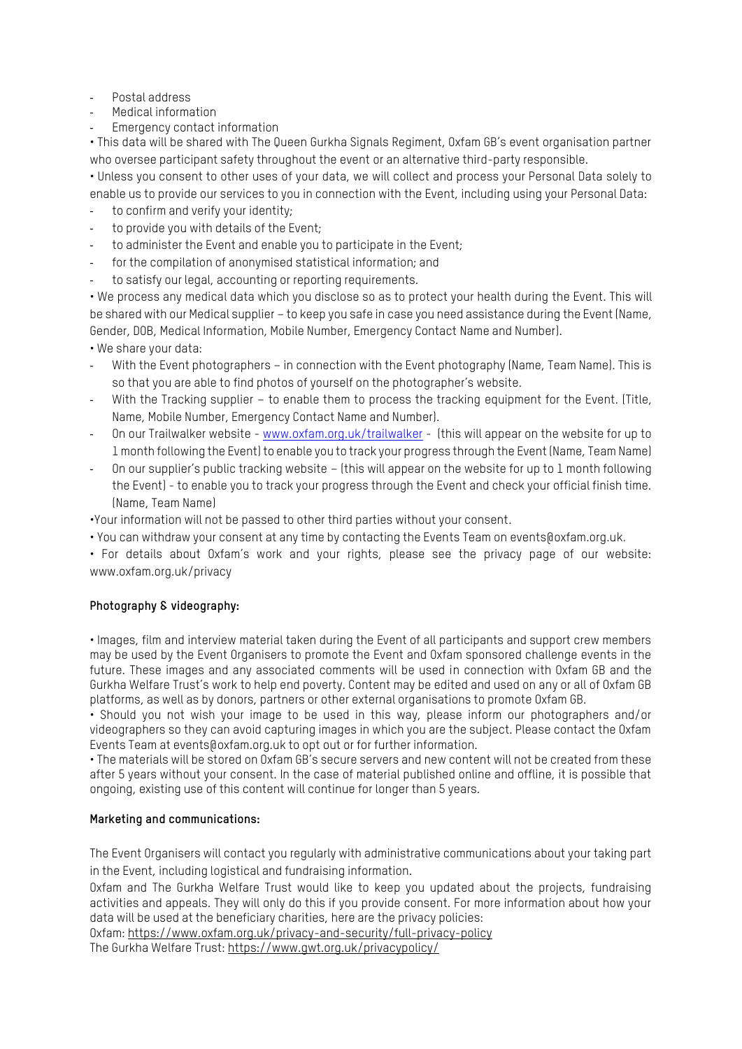- Postal address
- Medical information
- Emergency contact information

• This data will be shared with The Queen Gurkha Signals Regiment, Oxfam GB's event organisation partner who oversee participant safety throughout the event or an alternative third-party responsible.

• Unless you consent to other uses of your data, we will collect and process your Personal Data solely to enable us to provide our services to you in connection with the Event, including using your Personal Data:

- to confirm and verify your identity;
- to provide you with details of the Event;
- to administer the Event and enable you to participate in the Event;
- for the compilation of anonymised statistical information; and
- to satisfy our legal, accounting or reporting requirements.

• We process any medical data which you disclose so as to protect your health during the Event. This will be shared with our Medical supplier – to keep you safe in case you need assistance during the Event (Name, Gender, DOB, Medical Information, Mobile Number, Emergency Contact Name and Number).

• We share your data:

- With the Event photographers – in connection with the Event photography (Name, Team Name). This is so that you are able to find photos of yourself on the photographer's website.
- With the Tracking supplier – to enable them to process the tracking equipment for the Event. (Title, Name, Mobile Number, Emergency Contact Name and Number).
- On our Trailwalker website - [www.oxfam.org.uk/trailwalker](www.oxfam.org.uk/trailwalker) - (this will appear on the website for up to 1 month following the Event) to enable you to track your progress through the Event (Name, Team Name)
- On our supplier's public tracking website – (this will appear on the website for up to 1 month following the Event) - to enable you to track your progress through the Event and check your official finish time. (Name, Team Name)

•Your information will not be passed to other third parties without your consent.

• You can withdraw your consent at any time by contacting the Events Team on events@oxfam.org.uk.

• For details about Oxfam's work and your rights, please see the privacy page of our website: www.oxfam.org.uk/privacy

**Photography & videography:**

• Images, film and interview material taken during the Event of all participants and support crew members may be used by the Event Organisers to promote the Event and Oxfam sponsored challenge events in the future. These images and any associated comments will be used in connection with Oxfam GB and the Gurkha Welfare Trust's work to help end poverty. Content may be edited and used on any or all of Oxfam GB platforms, as well as by donors, partners or other external organisations to promote Oxfam GB.

• Should you not wish your image to be used in this way, please inform our photographers and/or videographers so they can avoid capturing images in which you are the subject. Please contact the Oxfam Events Team at events@oxfam.org.uk to opt out or for further information.

• The materials will be stored on Oxfam GB's secure servers and new content will not be created from these after 5 years without your consent. In the case of material published online and offline, it is possible that ongoing, existing use of this content will continue for longer than 5 years.

**Marketing and communications:**

The Event Organisers will contact you regularly with administrative communications about your taking part in the Event, including logistical and fundraising information.

Oxfam and The Gurkha Welfare Trust would like to keep you updated about the projects, fundraising activities and appeals. They will only do this if you provide consent. For more information about how your data will be used at the beneficiary charities, here are the privacy policies:

Oxfam: [https://www.oxfam.org.uk/privacy-and-security/full-privacy-policy](https://www.oxfam.org.uk/privacy-and-security/full-privacy-policy)

The Gurkha Welfare Trust: [https://www.gwt.org.uk/privacypolicy/](https://www.gwt.org.uk/privacypolicy/)